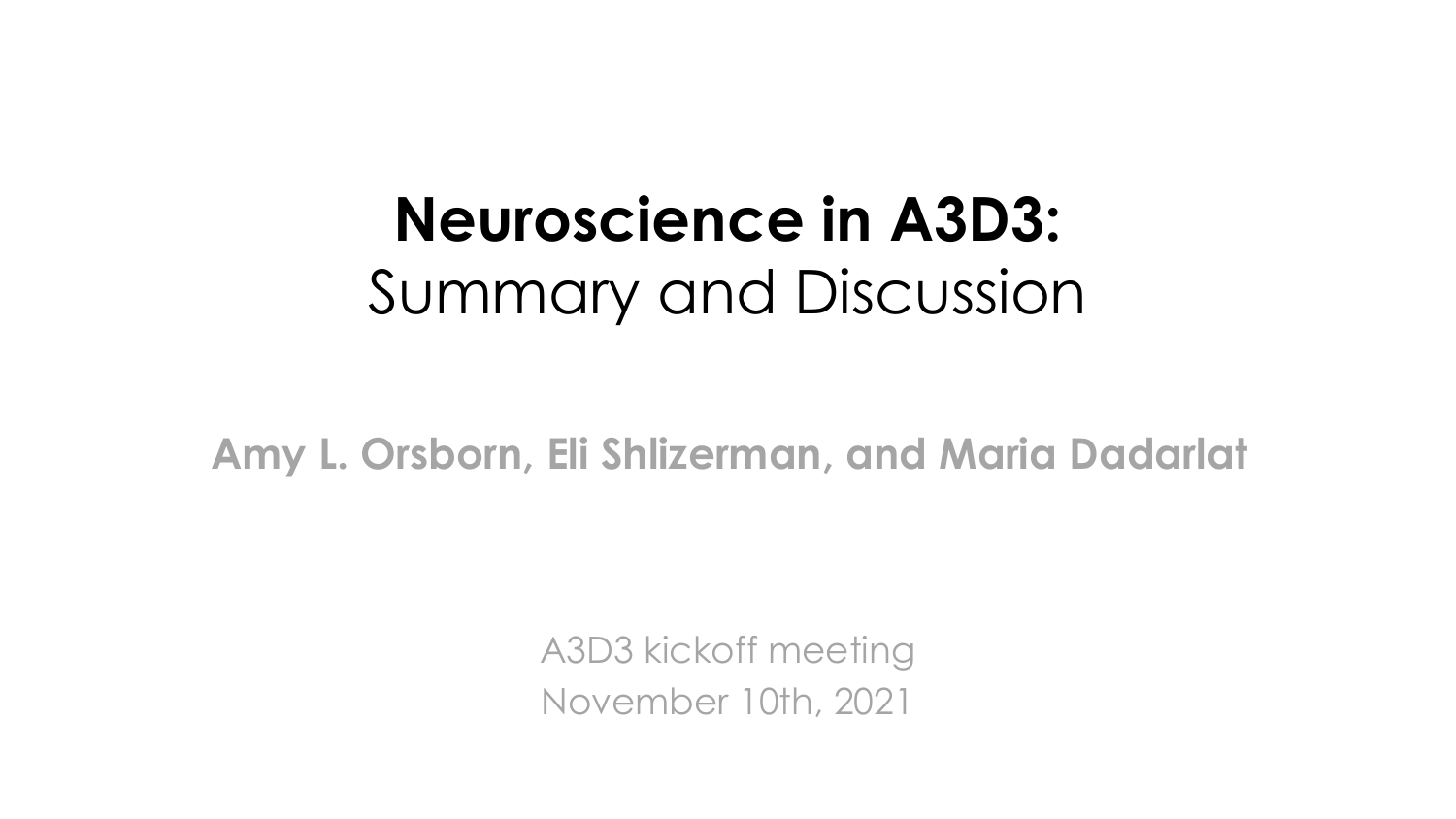# **Neuroscience in A3D3:** Summary and Discussion

**Amy L. Orsborn, Eli Shlizerman, and Maria Dadarlat**

A3D3 kickoff meeting
November 10th, 2021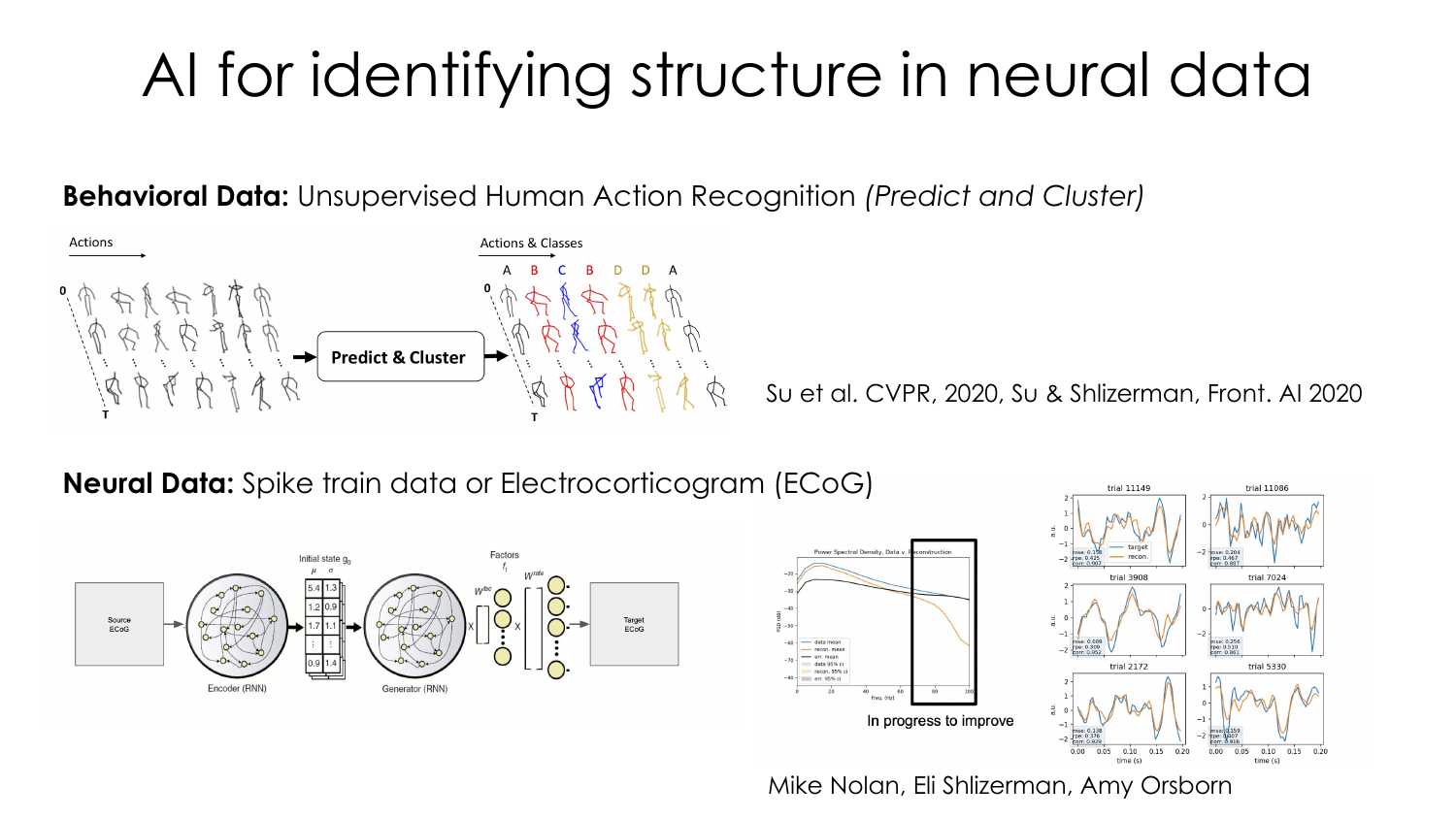# AI for identifying structure in neural data

**Behavioral Data:** Unsupervised Human Action Recognition *(Predict and Cluster)*

Su et al. CVPR, 2020, Su & Shlizerman, Front. AI 2020

**Neural Data:** Spike train data or Electrocorticogram (ECoG)

In progress to improve

Mike Nolan, Eli Shlizerman, Amy Orsborn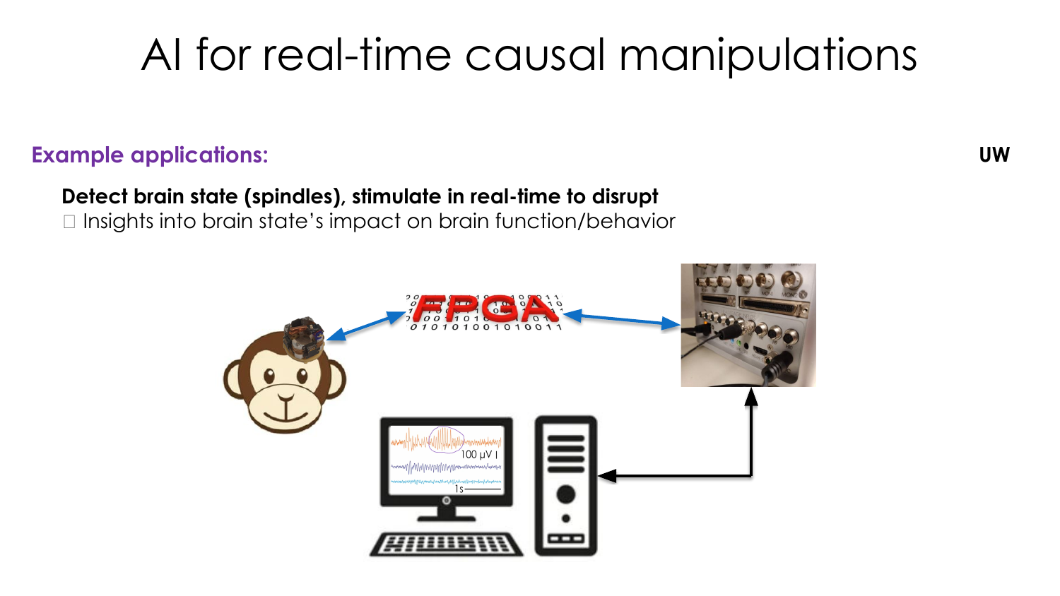# AI for real-time causal manipulations

**Example applications:**

UW

**Detect brain state (spindles), stimulate in real-time to disrupt**

□ Insights into brain state's impact on brain function/behavior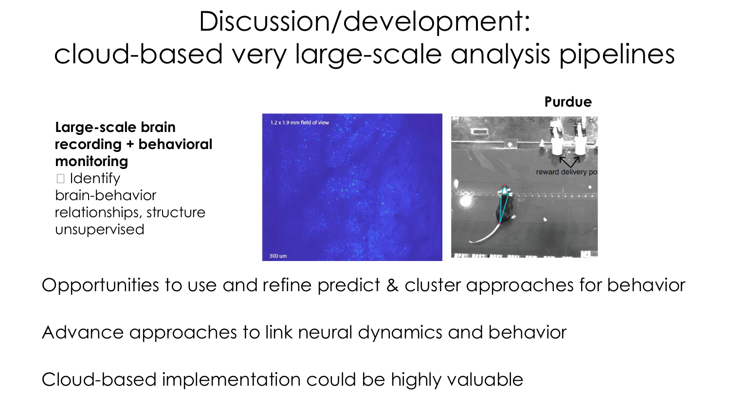# Discussion/development: cloud-based very large-scale analysis pipelines

**Large-scale brain recording + behavioral monitoring**
 Identify brain-behavior relationships, structure unsupervised

1.2 x 1.9 mm field of view

300 um

**Purdue**

reward delivery po

Opportunities to use and refine predict & cluster approaches for behavior

Advance approaches to link neural dynamics and behavior

Cloud-based implementation could be highly valuable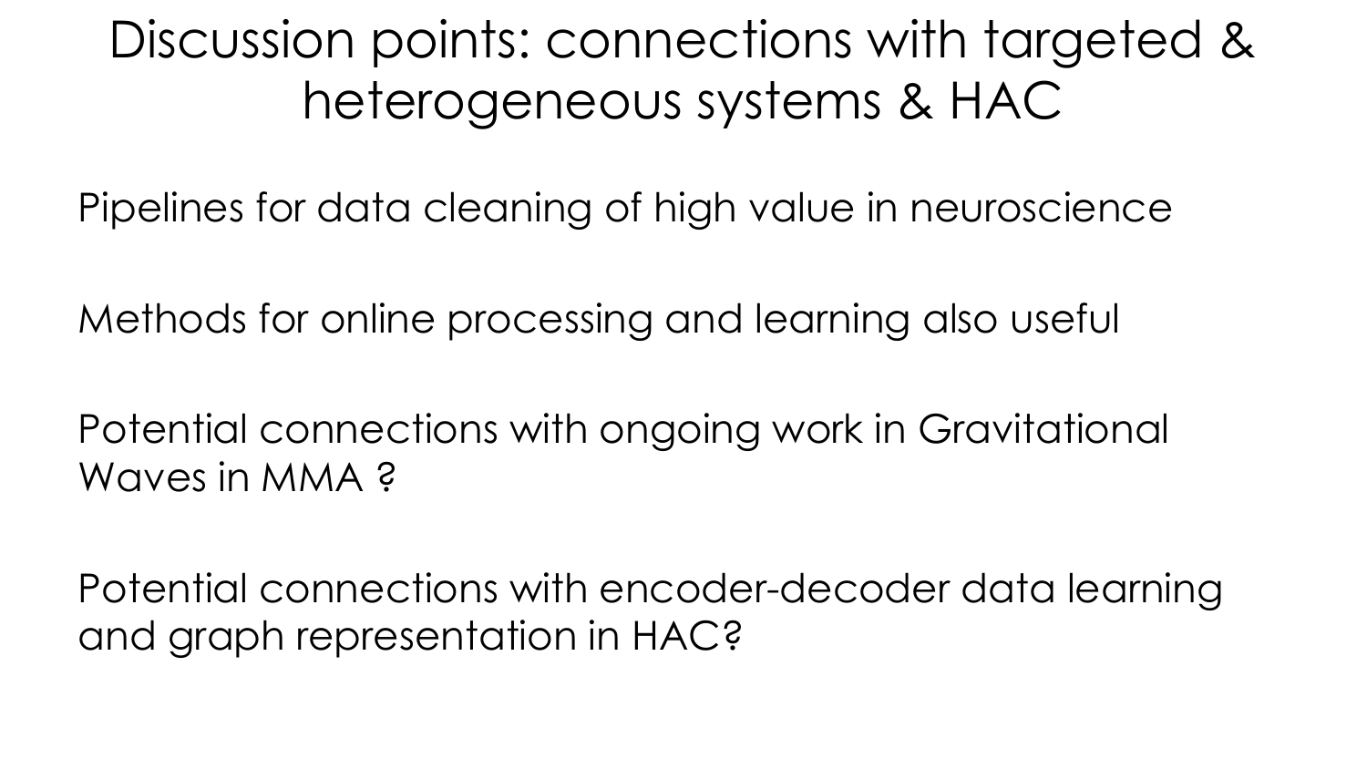# Discussion points: connections with targeted & heterogeneous systems & HAC

Pipelines for data cleaning of high value in neuroscience

Methods for online processing and learning also useful

Potential connections with ongoing work in Gravitational Waves in MMA ?

Potential connections with encoder-decoder data learning and graph representation in HAC?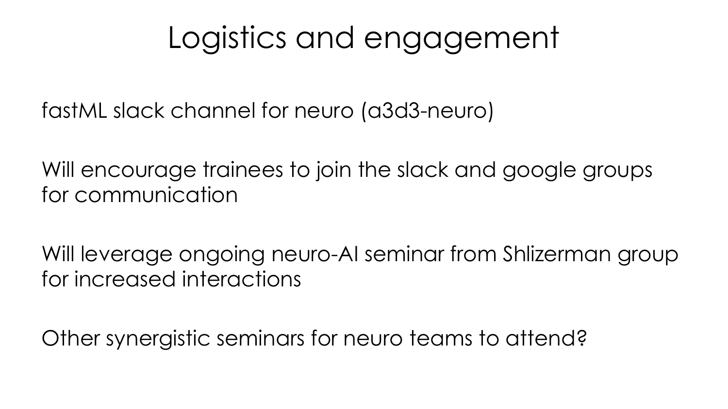# Logistics and engagement

fastML slack channel for neuro (a3d3-neuro)

Will encourage trainees to join the slack and google groups for communication

Will leverage ongoing neuro-AI seminar from Shlizerman group for increased interactions

Other synergistic seminars for neuro teams to attend?